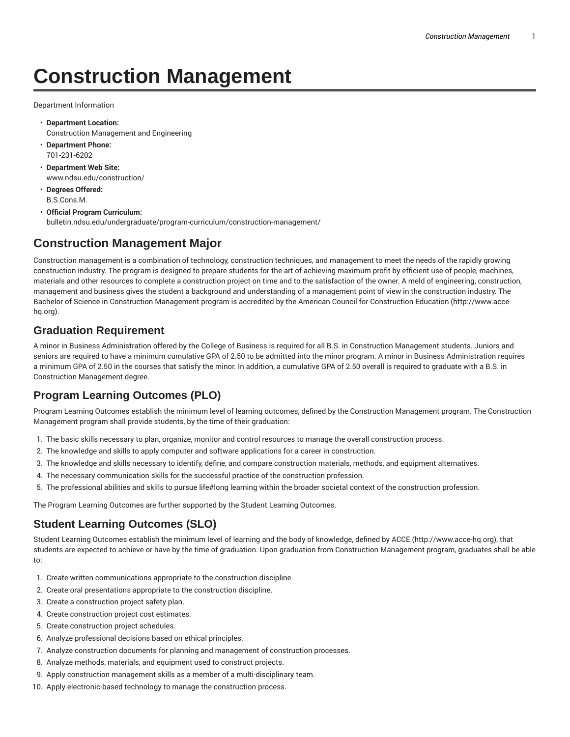# Construction Management

Department Information

- **Department Location:**
  Construction Management and Engineering
- **Department Phone:**
  701-231-6202
- **Department Web Site:**
  www.ndsu.edu/construction/
- **Degrees Offered:**
  B.S.Cons.M.
- **Official Program Curriculum:**
  bulletin.ndsu.edu/undergraduate/program-curriculum/construction-management/

## Construction Management Major

Construction management is a combination of technology, construction techniques, and management to meet the needs of the rapidly growing construction industry. The program is designed to prepare students for the art of achieving maximum profit by efficient use of people, machines, materials and other resources to complete a construction project on time and to the satisfaction of the owner. A meld of engineering, construction, management and business gives the student a background and understanding of a management point of view in the construction industry. The Bachelor of Science in Construction Management program is accredited by the American Council for Construction Education (http://www.acce-hq.org).

## Graduation Requirement

A minor in Business Administration offered by the College of Business is required for all B.S. in Construction Management students. Juniors and seniors are required to have a minimum cumulative GPA of 2.50 to be admitted into the minor program. A minor in Business Administration requires a minimum GPA of 2.50 in the courses that satisfy the minor. In addition, a cumulative GPA of 2.50 overall is required to graduate with a B.S. in Construction Management degree.

## Program Learning Outcomes (PLO)

Program Learning Outcomes establish the minimum level of learning outcomes, defined by the Construction Management program. The Construction Management program shall provide students, by the time of their graduation:

1. The basic skills necessary to plan, organize, monitor and control resources to manage the overall construction process.
2. The knowledge and skills to apply computer and software applications for a career in construction.
3. The knowledge and skills necessary to identify, define, and compare construction materials, methods, and equipment alternatives.
4. The necessary communication skills for the successful practice of the construction profession.
5. The professional abilities and skills to pursue life#long learning within the broader societal context of the construction profession.

The Program Learning Outcomes are further supported by the Student Learning Outcomes.

## Student Learning Outcomes (SLO)

Student Learning Outcomes establish the minimum level of learning and the body of knowledge, defined by ACCE (http://www.acce-hq.org), that students are expected to achieve or have by the time of graduation. Upon graduation from Construction Management program, graduates shall be able to:

1. Create written communications appropriate to the construction discipline.
2. Create oral presentations appropriate to the construction discipline.
3. Create a construction project safety plan.
4. Create construction project cost estimates.
5. Create construction project schedules.
6. Analyze professional decisions based on ethical principles.
7. Analyze construction documents for planning and management of construction processes.
8. Analyze methods, materials, and equipment used to construct projects.
9. Apply construction management skills as a member of a multi-disciplinary team.
10. Apply electronic-based technology to manage the construction process.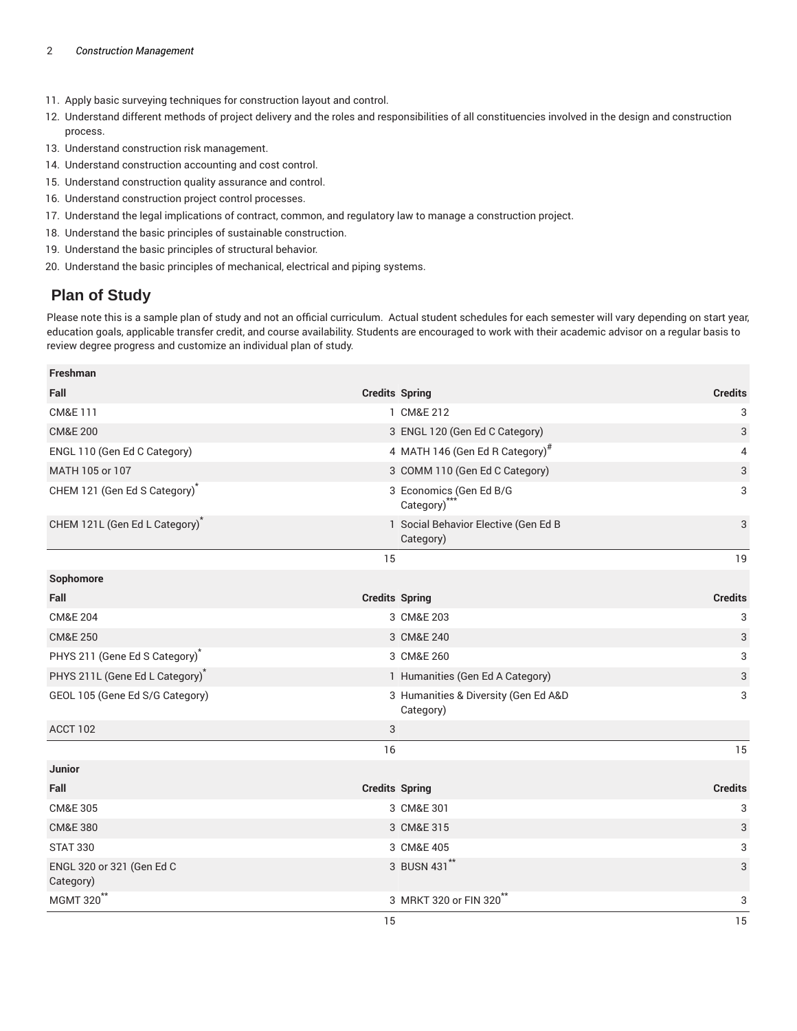11. Apply basic surveying techniques for construction layout and control.
12. Understand different methods of project delivery and the roles and responsibilities of all constituencies involved in the design and construction process.
13. Understand construction risk management.
14. Understand construction accounting and cost control.
15. Understand construction quality assurance and control.
16. Understand construction project control processes.
17. Understand the legal implications of contract, common, and regulatory law to manage a construction project.
18. Understand the basic principles of sustainable construction.
19. Understand the basic principles of structural behavior.
20. Understand the basic principles of mechanical, electrical and piping systems.

## Plan of Study

Please note this is a sample plan of study and not an official curriculum. Actual student schedules for each semester will vary depending on start year, education goals, applicable transfer credit, and course availability. Students are encouraged to work with their academic advisor on a regular basis to review degree progress and customize an individual plan of study.

| Freshman | | | |
|---|---|---|---|
| **Fall** | **Credits** | **Spring** | **Credits** |
| CM&E 111 | 1 | CM&E 212 | 3 |
| CM&E 200 | 3 | ENGL 120 (Gen Ed C Category) | 3 |
| ENGL 110 (Gen Ed C Category) | 4 | MATH 146 (Gen Ed R Category)[#] | 4 |
| MATH 105 or 107 | 3 | COMM 110 (Gen Ed C Category) | 3 |
| CHEM 121 (Gen Ed S Category)[*] | 3 | Economics (Gen Ed B/G Category)[***] | 3 |
| CHEM 121L (Gen Ed L Category)[*] | 1 | Social Behavior Elective (Gen Ed B Category) | 3 |
| | 15 | | 19 |
| **Sophomore** | | | |
| **Fall** | **Credits** | **Spring** | **Credits** |
| CM&E 204 | 3 | CM&E 203 | 3 |
| CM&E 250 | 3 | CM&E 240 | 3 |
| PHYS 211 (Gene Ed S Category)[*] | 3 | CM&E 260 | 3 |
| PHYS 211L (Gene Ed L Category)[*] | 1 | Humanities (Gen Ed A Category) | 3 |
| GEOL 105 (Gene Ed S/G Category) | 3 | Humanities & Diversity (Gen Ed A&D Category) | 3 |
| ACCT 102 | 3 | | |
| | 16 | | 15 |
| **Junior** | | | |
| **Fall** | **Credits** | **Spring** | **Credits** |
| CM&E 305 | 3 | CM&E 301 | 3 |
| CM&E 380 | 3 | CM&E 315 | 3 |
| STAT 330 | 3 | CM&E 405 | 3 |
| ENGL 320 or 321 (Gen Ed C Category) | 3 | BUSN 431[**] | 3 |
| MGMT 320[**] | 3 | MRKT 320 or FIN 320[**] | 3 |
| | 15 | | 15 |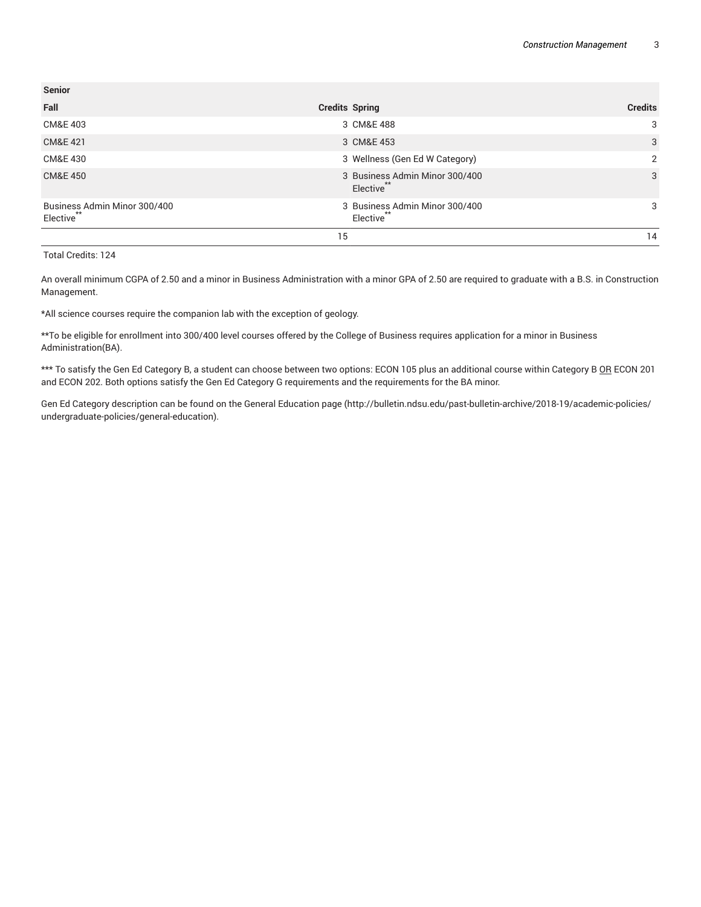| Senior | | | |
|---|---|---|---|
| **Fall** | **Credits** | **Spring** | **Credits** |
| CM&E 403 | 3 | CM&E 488 | 3 |
| CM&E 421 | 3 | CM&E 453 | 3 |
| CM&E 430 | 3 | Wellness (Gen Ed W Category) | 2 |
| CM&E 450 | 3 | Business Admin Minor 300/400 Elective** | 3 |
| Business Admin Minor 300/400 Elective** | 3 | Business Admin Minor 300/400 Elective** | 3 |
| | 15 | | 14 |

Total Credits: 124

An overall minimum CGPA of 2.50 and a minor in Business Administration with a minor GPA of 2.50 are required to graduate with a B.S. in Construction Management.

*All science courses require the companion lab with the exception of geology.

**To be eligible for enrollment into 300/400 level courses offered by the College of Business requires application for a minor in Business Administration(BA).

*** To satisfy the Gen Ed Category B, a student can choose between two options: ECON 105 plus an additional course within Category B OR ECON 201 and ECON 202. Both options satisfy the Gen Ed Category G requirements and the requirements for the BA minor.

Gen Ed Category description can be found on the General Education page (http://bulletin.ndsu.edu/past-bulletin-archive/2018-19/academic-policies/undergraduate-policies/general-education).